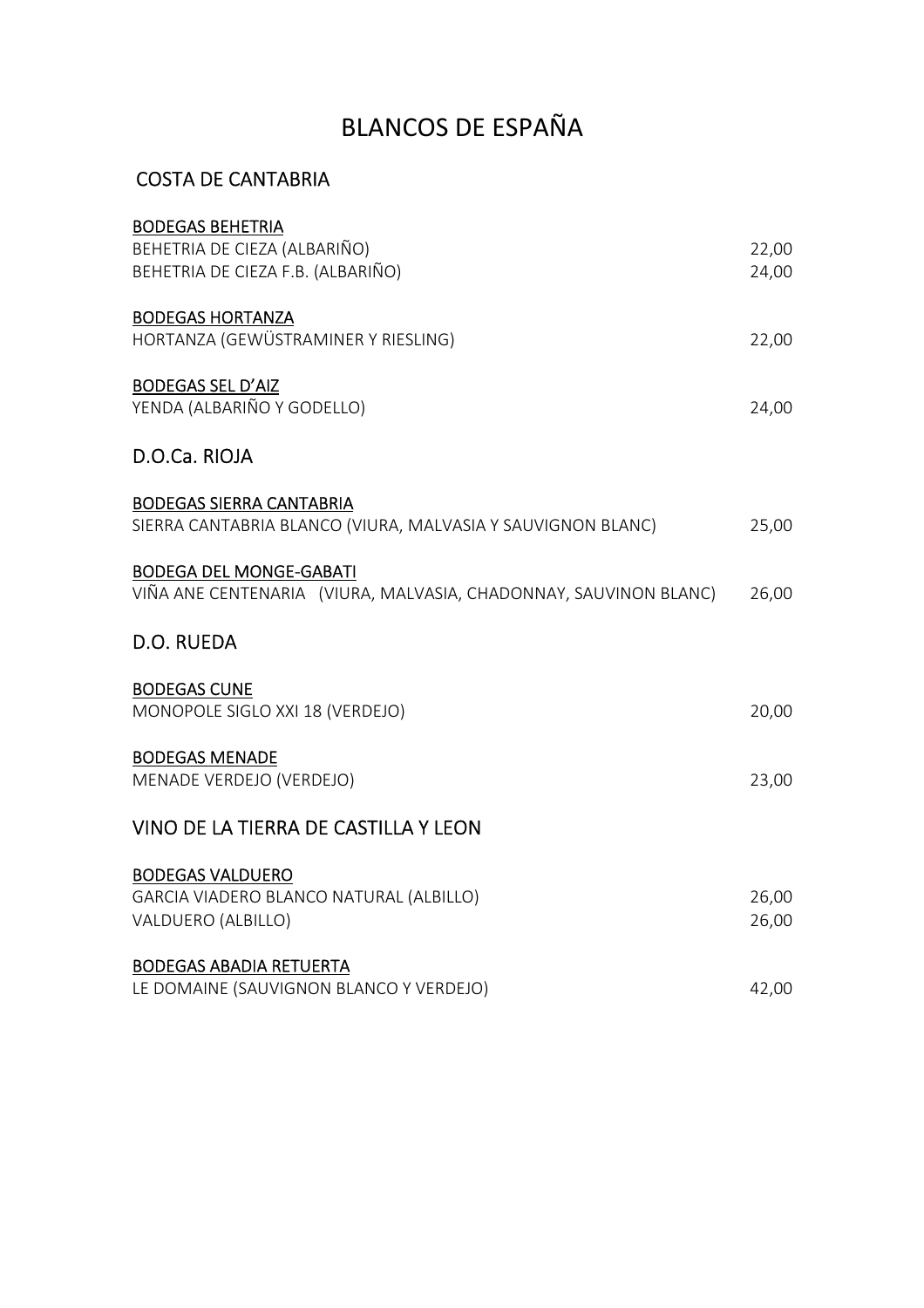# BLANCOS DE ESPAÑA

## COSTA DE CANTABRIA

<u>BODEGAS BEHETRIA</u>

| | |
|---|---|
| BEHETRIA DE CIEZA (ALBARIÑO) | 22,00 |
| BEHETRIA DE CIEZA F.B. (ALBARIÑO) | 24,00 |

<u>BODEGAS HORTANZA</u>

| | |
|---|---|
| HORTANZA (GEWÜSTRAMINER Y RIESLING) | 22,00 |

<u>BODEGAS SEL D'AIZ</u>

| | |
|---|---|
| YENDA (ALBARIÑO Y GODELLO) | 24,00 |

## D.O.Ca. RIOJA

<u>BODEGAS SIERRA CANTABRIA</u>

| | |
|---|---|
| SIERRA CANTABRIA BLANCO (VIURA, MALVASIA Y SAUVIGNON BLANC) | 25,00 |

<u>BODEGA DEL MONGE-GABATI</u>

| | |
|---|---|
| VIÑA ANE CENTENARIA (VIURA, MALVASIA, CHADONNAY, SAUVINON BLANC) | 26,00 |

## D.O. RUEDA

<u>BODEGAS CUNE</u>

| | |
|---|---|
| MONOPOLE SIGLO XXI 18 (VERDEJO) | 20,00 |

<u>BODEGAS MENADE</u>

| | |
|---|---|
| MENADE VERDEJO (VERDEJO) | 23,00 |

## VINO DE LA TIERRA DE CASTILLA Y LEON

<u>BODEGAS VALDUERO</u>

| | |
|---|---|
| GARCIA VIADERO BLANCO NATURAL (ALBILLO) | 26,00 |
| VALDUERO (ALBILLO) | 26,00 |

<u>BODEGAS ABADIA RETUERTA</u>

| | |
|---|---|
| LE DOMAINE (SAUVIGNON BLANCO Y VERDEJO) | 42,00 |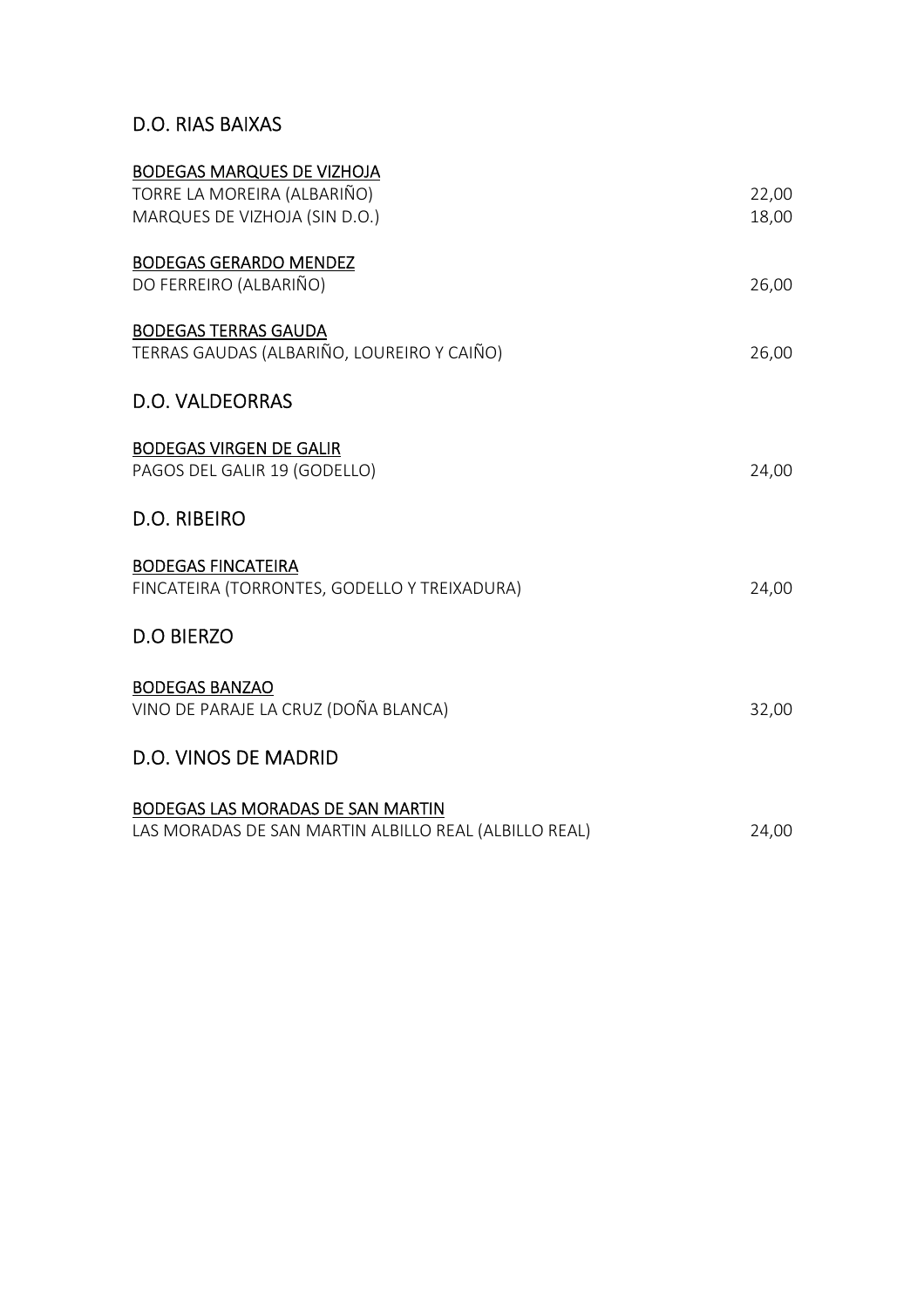## D.O. RIAS BAIXAS

<u>BODEGAS MARQUES DE VIZHOJA</u>

| | |
|---|---|
| TORRE LA MOREIRA (ALBARIÑO) | 22,00 |
| MARQUES DE VIZHOJA (SIN D.O.) | 18,00 |

<u>BODEGAS GERARDO MENDEZ</u>

| | |
|---|---|
| DO FERREIRO (ALBARIÑO) | 26,00 |

<u>BODEGAS TERRAS GAUDA</u>

| | |
|---|---|
| TERRAS GAUDAS (ALBARIÑO, LOUREIRO Y CAIÑO) | 26,00 |

## D.O. VALDEORRAS

<u>BODEGAS VIRGEN DE GALIR</u>

| | |
|---|---|
| PAGOS DEL GALIR 19 (GODELLO) | 24,00 |

## D.O. RIBEIRO

<u>BODEGAS FINCATEIRA</u>

| | |
|---|---|
| FINCATEIRA (TORRONTES, GODELLO Y TREIXADURA) | 24,00 |

## D.O BIERZO

<u>BODEGAS BANZAO</u>

| | |
|---|---|
| VINO DE PARAJE LA CRUZ (DOÑA BLANCA) | 32,00 |

## D.O. VINOS DE MADRID

<u>BODEGAS LAS MORADAS DE SAN MARTIN</u>

| | |
|---|---|
| LAS MORADAS DE SAN MARTIN ALBILLO REAL (ALBILLO REAL) | 24,00 |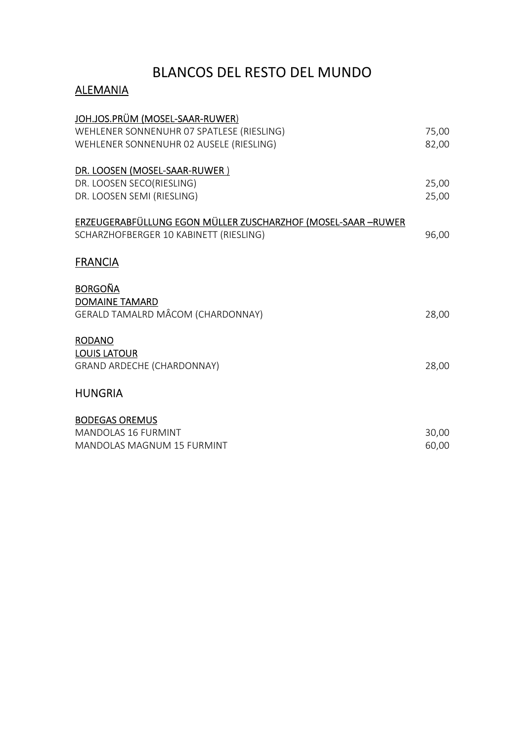# BLANCOS DEL RESTO DEL MUNDO

## ALEMANIA

**JOH.JOS.PRÜM (MOSEL-SAAR-RUWER)**

| | |
|---|---|
| WEHLENER SONNENUHR 07 SPATLESE (RIESLING) | 75,00 |
| WEHLENER SONNENUHR 02 AUSELE (RIESLING) | 82,00 |

**DR. LOOSEN (MOSEL-SAAR-RUWER )**

| | |
|---|---|
| DR. LOOSEN SECO(RIESLING) | 25,00 |
| DR. LOOSEN SEMI (RIESLING) | 25,00 |

**ERZEUGERABFÜLLUNG EGON MÜLLER ZUSCHARZHOF (MOSEL-SAAR –RUWER**

| | |
|---|---|
| SCHARZHOFBERGER 10 KABINETT (RIESLING) | 96,00 |

## FRANCIA

**BORGOÑA**

**DOMAINE TAMARD**

| | |
|---|---|
| GERALD TAMALRD MÂCOM (CHARDONNAY) | 28,00 |

**RODANO**

**LOUIS LATOUR**

| | |
|---|---|
| GRAND ARDECHE (CHARDONNAY) | 28,00 |

## HUNGRIA

**BODEGAS OREMUS**

| | |
|---|---|
| MANDOLAS 16 FURMINT | 30,00 |
| MANDOLAS MAGNUM 15 FURMINT | 60,00 |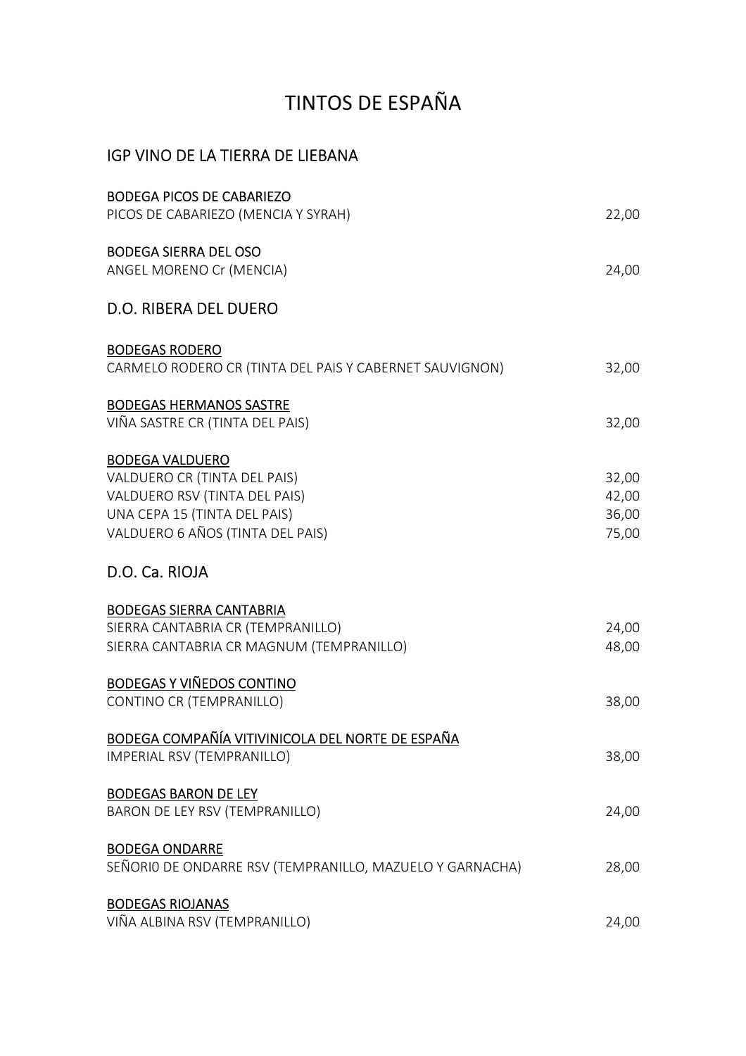# TINTOS DE ESPAÑA

## IGP VINO DE LA TIERRA DE LIEBANA

BODEGA PICOS DE CABARIEZO
PICOS DE CABARIEZO (MENCIA Y SYRAH) 22,00

BODEGA SIERRA DEL OSO
ANGEL MORENO Cr (MENCIA) 24,00

## D.O. RIBERA DEL DUERO

BODEGAS RODERO
CARMELO RODERO CR (TINTA DEL PAIS Y CABERNET SAUVIGNON) 32,00

BODEGAS HERMANOS SASTRE
VIÑA SASTRE CR (TINTA DEL PAIS) 32,00

BODEGA VALDUERO
VALDUERO CR (TINTA DEL PAIS) 32,00
VALDUERO RSV (TINTA DEL PAIS) 42,00
UNA CEPA 15 (TINTA DEL PAIS) 36,00
VALDUERO 6 AÑOS (TINTA DEL PAIS) 75,00

## D.O. Ca. RIOJA

BODEGAS SIERRA CANTABRIA
SIERRA CANTABRIA CR (TEMPRANILLO) 24,00
SIERRA CANTABRIA CR MAGNUM (TEMPRANILLO) 48,00

BODEGAS Y VIÑEDOS CONTINO
CONTINO CR (TEMPRANILLO) 38,00

BODEGA COMPAÑÍA VITIVINICOLA DEL NORTE DE ESPAÑA
IMPERIAL RSV (TEMPRANILLO) 38,00

BODEGAS BARON DE LEY
BARON DE LEY RSV (TEMPRANILLO) 24,00

BODEGA ONDARRE
SEÑORI0 DE ONDARRE RSV (TEMPRANILLO, MAZUELO Y GARNACHA) 28,00

BODEGAS RIOJANAS
VIÑA ALBINA RSV (TEMPRANILLO) 24,00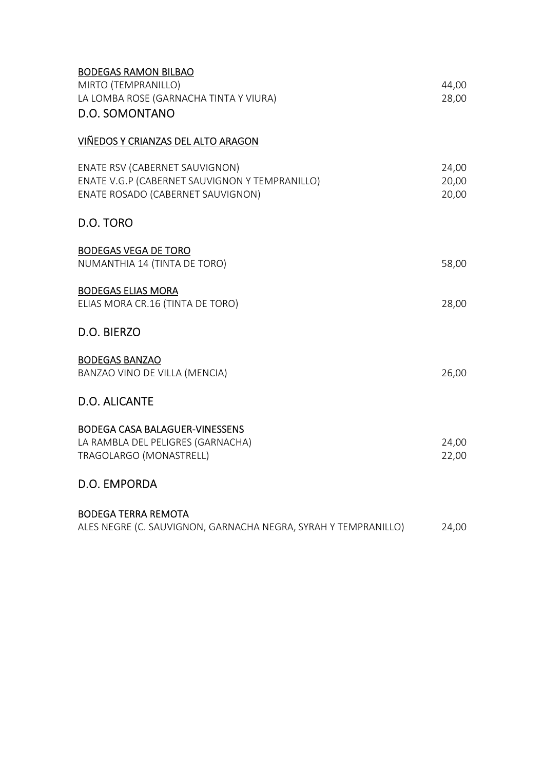<u>BODEGAS RAMON BILBAO</u>

| | |
|---|---|
| MIRTO (TEMPRANILLO) | 44,00 |
| LA LOMBA ROSE (GARNACHA TINTA Y VIURA) | 28,00 |

## D.O. SOMONTANO

<u>VIÑEDOS Y CRIANZAS DEL ALTO ARAGON</u>

| | |
|---|---|
| ENATE RSV (CABERNET SAUVIGNON) | 24,00 |
| ENATE V.G.P (CABERNET SAUVIGNON Y TEMPRANILLO) | 20,00 |
| ENATE ROSADO (CABERNET SAUVIGNON) | 20,00 |

## D.O. TORO

<u>BODEGAS VEGA DE TORO</u>

| | |
|---|---|
| NUMANTHIA 14 (TINTA DE TORO) | 58,00 |

<u>BODEGAS ELIAS MORA</u>

| | |
|---|---|
| ELIAS MORA CR.16 (TINTA DE TORO) | 28,00 |

## D.O. BIERZO

<u>BODEGAS BANZAO</u>

| | |
|---|---|
| BANZAO VINO DE VILLA (MENCIA) | 26,00 |

## D.O. ALICANTE

BODEGA CASA BALAGUER-VINESSENS

| | |
|---|---|
| LA RAMBLA DEL PELIGRES (GARNACHA) | 24,00 |
| TRAGOLARGO (MONASTRELL) | 22,00 |

## D.O. EMPORDA

BODEGA TERRA REMOTA

| | |
|---|---|
| ALES NEGRE (C. SAUVIGNON, GARNACHA NEGRA, SYRAH Y TEMPRANILLO) | 24,00 |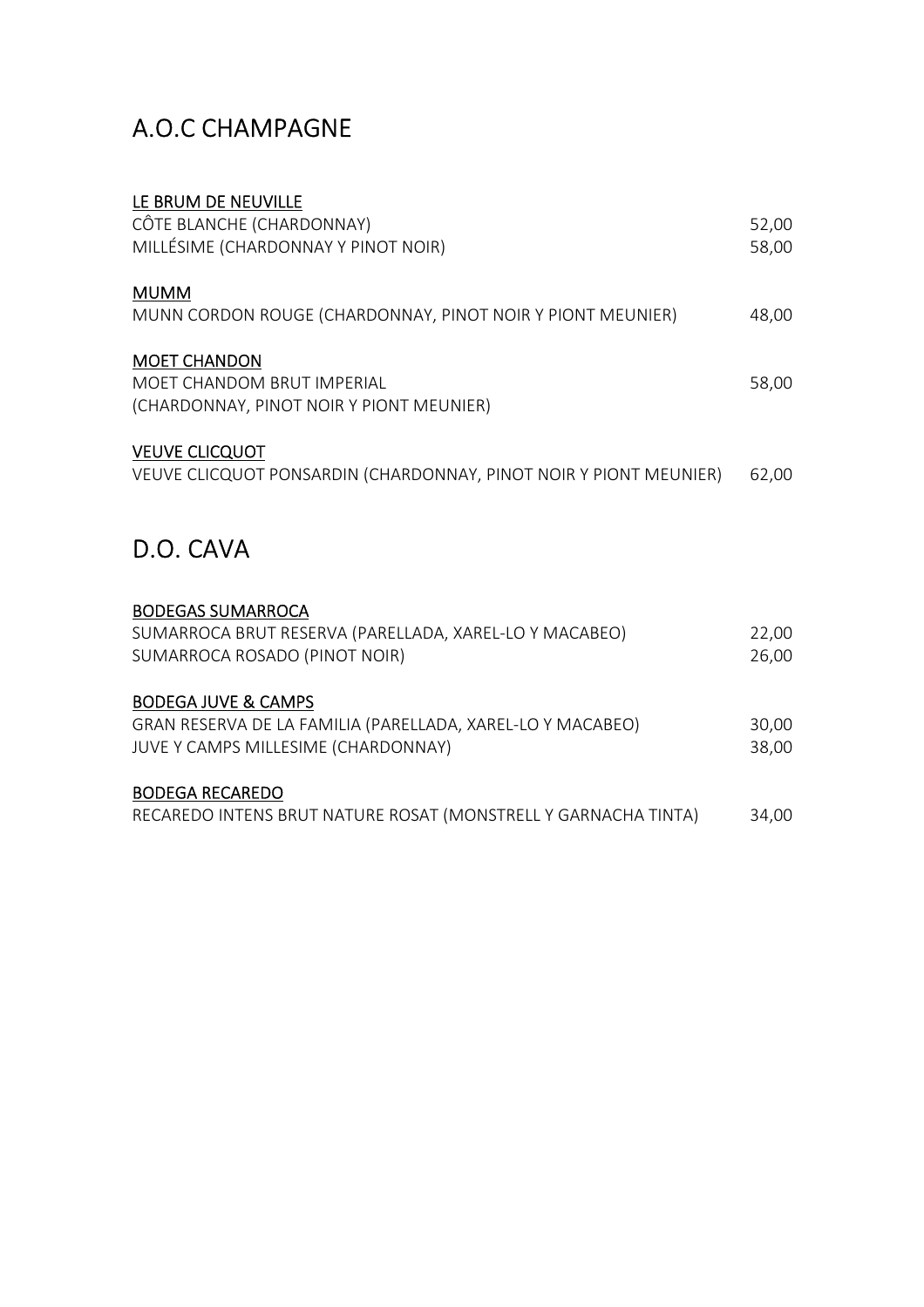# A.O.C CHAMPAGNE

<u>LE BRUM DE NEUVILLE</u>

CÔTE BLANCHE (CHARDONNAY) 52,00

MILLÉSIME (CHARDONNAY Y PINOT NOIR) 58,00

<u>MUMM</u>

MUNN CORDON ROUGE (CHARDONNAY, PINOT NOIR Y PIONT MEUNIER) 48,00

<u>MOET CHANDON</u>

MOET CHANDOM BRUT IMPERIAL 58,00

(CHARDONNAY, PINOT NOIR Y PIONT MEUNIER)

<u>VEUVE CLICQUOT</u>

VEUVE CLICQUOT PONSARDIN (CHARDONNAY, PINOT NOIR Y PIONT MEUNIER) 62,00

# D.O. CAVA

<u>BODEGAS SUMARROCA</u>

SUMARROCA BRUT RESERVA (PARELLADA, XAREL-LO Y MACABEO) 22,00

SUMARROCA ROSADO (PINOT NOIR) 26,00

<u>BODEGA JUVE & CAMPS</u>

GRAN RESERVA DE LA FAMILIA (PARELLADA, XAREL-LO Y MACABEO) 30,00

JUVE Y CAMPS MILLESIME (CHARDONNAY) 38,00

<u>BODEGA RECAREDO</u>

RECAREDO INTENS BRUT NATURE ROSAT (MONSTRELL Y GARNACHA TINTA) 34,00